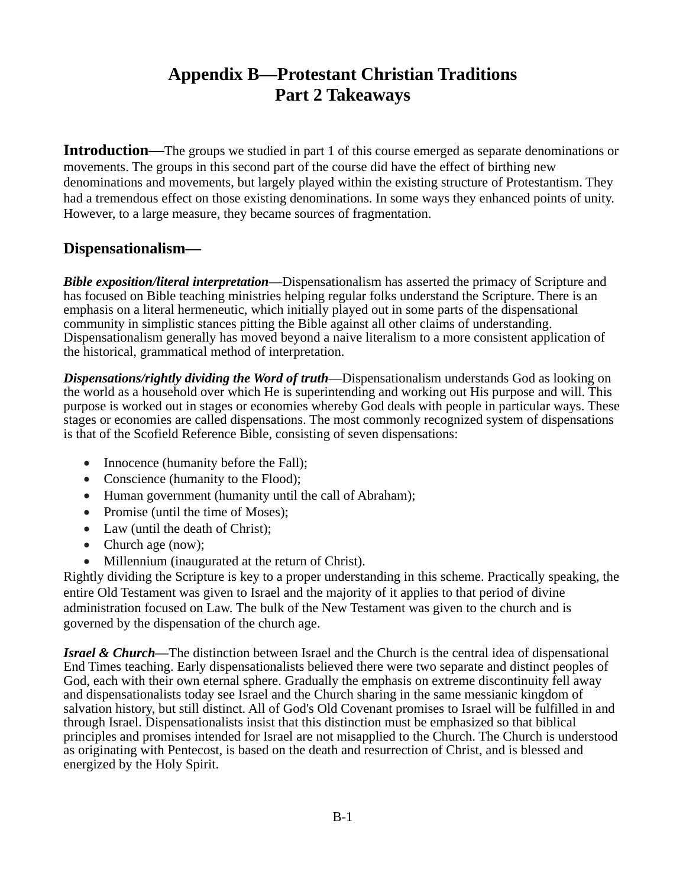# Appendix B—Protestant Christian Traditions
# Part 2 Takeaways

**Introduction—**The groups we studied in part 1 of this course emerged as separate denominations or movements. The groups in this second part of the course did have the effect of birthing new denominations and movements, but largely played within the existing structure of Protestantism. They had a tremendous effect on those existing denominations. In some ways they enhanced points of unity. However, to a large measure, they became sources of fragmentation.

## Dispensationalism—

***Bible exposition/literal interpretation***—Dispensationalism has asserted the primacy of Scripture and has focused on Bible teaching ministries helping regular folks understand the Scripture. There is an emphasis on a literal hermeneutic, which initially played out in some parts of the dispensational community in simplistic stances pitting the Bible against all other claims of understanding. Dispensationalism generally has moved beyond a naive literalism to a more consistent application of the historical, grammatical method of interpretation.

***Dispensations/rightly dividing the Word of truth***—Dispensationalism understands God as looking on the world as a household over which He is superintending and working out His purpose and will. This purpose is worked out in stages or economies whereby God deals with people in particular ways. These stages or economies are called dispensations. The most commonly recognized system of dispensations is that of the Scofield Reference Bible, consisting of seven dispensations:

- Innocence (humanity before the Fall);
- Conscience (humanity to the Flood);
- Human government (humanity until the call of Abraham);
- Promise (until the time of Moses);
- Law (until the death of Christ);
- Church age (now);
- Millennium (inaugurated at the return of Christ).

Rightly dividing the Scripture is key to a proper understanding in this scheme. Practically speaking, the entire Old Testament was given to Israel and the majority of it applies to that period of divine administration focused on Law. The bulk of the New Testament was given to the church and is governed by the dispensation of the church age.

***Israel & Church—***The distinction between Israel and the Church is the central idea of dispensational End Times teaching. Early dispensationalists believed there were two separate and distinct peoples of God, each with their own eternal sphere. Gradually the emphasis on extreme discontinuity fell away and dispensationalists today see Israel and the Church sharing in the same messianic kingdom of salvation history, but still distinct. All of God's Old Covenant promises to Israel will be fulfilled in and through Israel. Dispensationalists insist that this distinction must be emphasized so that biblical principles and promises intended for Israel are not misapplied to the Church. The Church is understood as originating with Pentecost, is based on the death and resurrection of Christ, and is blessed and energized by the Holy Spirit.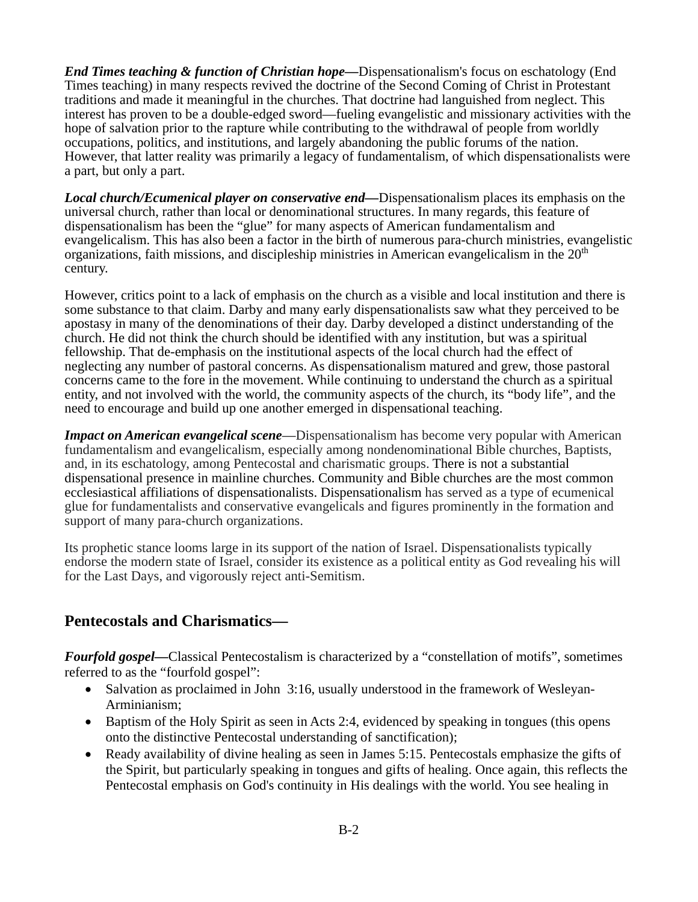***End Times teaching & function of Christian hope—*** Dispensationalism's focus on eschatology (End Times teaching) in many respects revived the doctrine of the Second Coming of Christ in Protestant traditions and made it meaningful in the churches. That doctrine had languished from neglect. This interest has proven to be a double-edged sword—fueling evangelistic and missionary activities with the hope of salvation prior to the rapture while contributing to the withdrawal of people from worldly occupations, politics, and institutions, and largely abandoning the public forums of the nation. However, that latter reality was primarily a legacy of fundamentalism, of which dispensationalists were a part, but only a part.

***Local church/Ecumenical player on conservative end—*** Dispensationalism places its emphasis on the universal church, rather than local or denominational structures. In many regards, this feature of dispensationalism has been the "glue" for many aspects of American fundamentalism and evangelicalism. This has also been a factor in the birth of numerous para-church ministries, evangelistic organizations, faith missions, and discipleship ministries in American evangelicalism in the 20th century.

However, critics point to a lack of emphasis on the church as a visible and local institution and there is some substance to that claim. Darby and many early dispensationalists saw what they perceived to be apostasy in many of the denominations of their day. Darby developed a distinct understanding of the church. He did not think the church should be identified with any institution, but was a spiritual fellowship. That de-emphasis on the institutional aspects of the local church had the effect of neglecting any number of pastoral concerns. As dispensationalism matured and grew, those pastoral concerns came to the fore in the movement. While continuing to understand the church as a spiritual entity, and not involved with the world, the community aspects of the church, its "body life", and the need to encourage and build up one another emerged in dispensational teaching.

***Impact on American evangelical scene***—Dispensationalism has become very popular with American fundamentalism and evangelicalism, especially among nondenominational Bible churches, Baptists, and, in its eschatology, among Pentecostal and charismatic groups. There is not a substantial dispensational presence in mainline churches. Community and Bible churches are the most common ecclesiastical affiliations of dispensationalists. Dispensationalism has served as a type of ecumenical glue for fundamentalists and conservative evangelicals and figures prominently in the formation and support of many para-church organizations.

Its prophetic stance looms large in its support of the nation of Israel. Dispensationalists typically endorse the modern state of Israel, consider its existence as a political entity as God revealing his will for the Last Days, and vigorously reject anti-Semitism.

## Pentecostals and Charismatics—

***Fourfold gospel—*** Classical Pentecostalism is characterized by a "constellation of motifs", sometimes referred to as the "fourfold gospel":

- Salvation as proclaimed in John 3:16, usually understood in the framework of Wesleyan-Arminianism;
- Baptism of the Holy Spirit as seen in Acts 2:4, evidenced by speaking in tongues (this opens onto the distinctive Pentecostal understanding of sanctification);
- Ready availability of divine healing as seen in James 5:15. Pentecostals emphasize the gifts of the Spirit, but particularly speaking in tongues and gifts of healing. Once again, this reflects the Pentecostal emphasis on God's continuity in His dealings with the world. You see healing in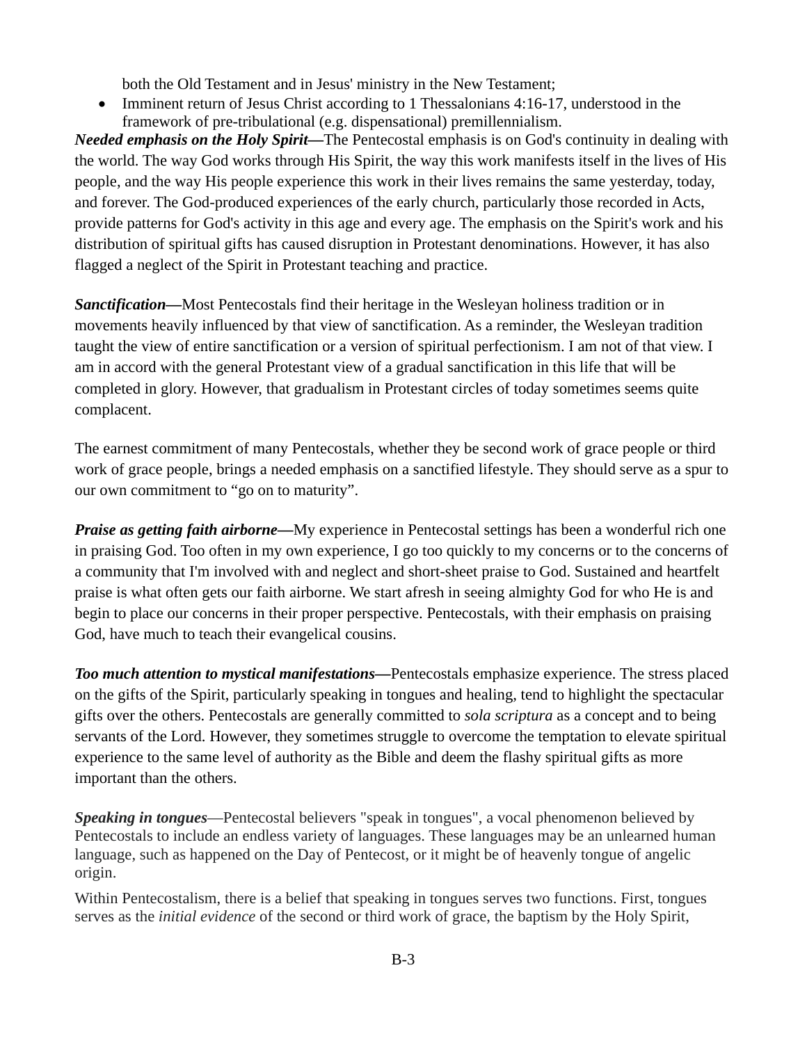both the Old Testament and in Jesus' ministry in the New Testament;

- Imminent return of Jesus Christ according to 1 Thessalonians 4:16-17, understood in the framework of pre-tribulational (e.g. dispensational) premillennialism.

***Needed emphasis on the Holy Spirit—***The Pentecostal emphasis is on God's continuity in dealing with the world. The way God works through His Spirit, the way this work manifests itself in the lives of His people, and the way His people experience this work in their lives remains the same yesterday, today, and forever. The God-produced experiences of the early church, particularly those recorded in Acts, provide patterns for God's activity in this age and every age. The emphasis on the Spirit's work and his distribution of spiritual gifts has caused disruption in Protestant denominations. However, it has also flagged a neglect of the Spirit in Protestant teaching and practice.

***Sanctification—***Most Pentecostals find their heritage in the Wesleyan holiness tradition or in movements heavily influenced by that view of sanctification. As a reminder, the Wesleyan tradition taught the view of entire sanctification or a version of spiritual perfectionism. I am not of that view. I am in accord with the general Protestant view of a gradual sanctification in this life that will be completed in glory. However, that gradualism in Protestant circles of today sometimes seems quite complacent.

The earnest commitment of many Pentecostals, whether they be second work of grace people or third work of grace people, brings a needed emphasis on a sanctified lifestyle. They should serve as a spur to our own commitment to "go on to maturity".

***Praise as getting faith airborne—***My experience in Pentecostal settings has been a wonderful rich one in praising God. Too often in my own experience, I go too quickly to my concerns or to the concerns of a community that I'm involved with and neglect and short-sheet praise to God. Sustained and heartfelt praise is what often gets our faith airborne. We start afresh in seeing almighty God for who He is and begin to place our concerns in their proper perspective. Pentecostals, with their emphasis on praising God, have much to teach their evangelical cousins.

***Too much attention to mystical manifestations—***Pentecostals emphasize experience. The stress placed on the gifts of the Spirit, particularly speaking in tongues and healing, tend to highlight the spectacular gifts over the others. Pentecostals are generally committed to *sola scriptura* as a concept and to being servants of the Lord. However, they sometimes struggle to overcome the temptation to elevate spiritual experience to the same level of authority as the Bible and deem the flashy spiritual gifts as more important than the others.

***Speaking in tongues***—Pentecostal believers "speak in tongues", a vocal phenomenon believed by Pentecostals to include an endless variety of languages. These languages may be an unlearned human language, such as happened on the Day of Pentecost, or it might be of heavenly tongue of angelic origin.

Within Pentecostalism, there is a belief that speaking in tongues serves two functions. First, tongues serves as the *initial evidence* of the second or third work of grace, the baptism by the Holy Spirit,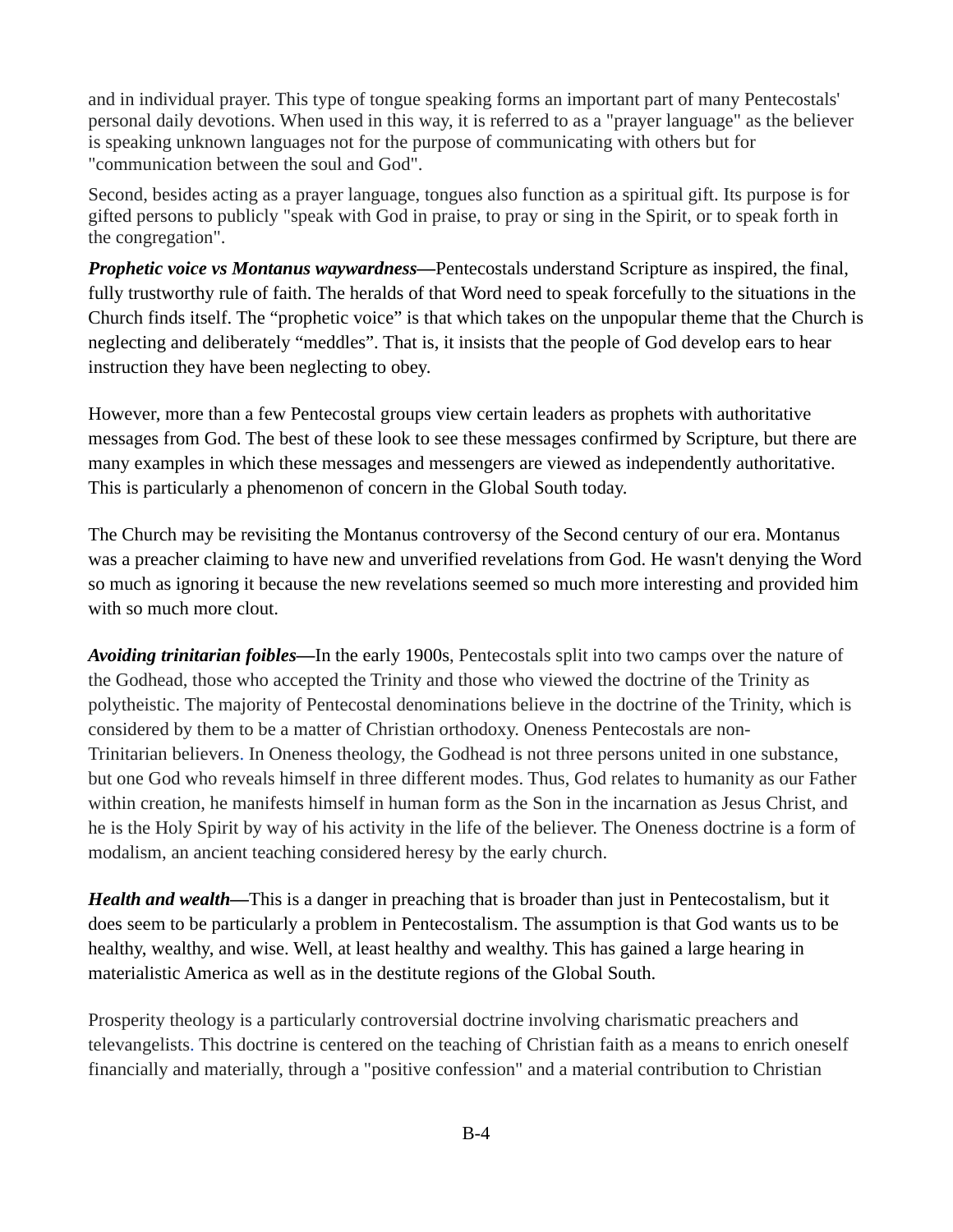and in individual prayer. This type of tongue speaking forms an important part of many Pentecostals' personal daily devotions. When used in this way, it is referred to as a "prayer language" as the believer is speaking unknown languages not for the purpose of communicating with others but for "communication between the soul and God".

Second, besides acting as a prayer language, tongues also function as a spiritual gift. Its purpose is for gifted persons to publicly "speak with God in praise, to pray or sing in the Spirit, or to speak forth in the congregation".

***Prophetic voice vs Montanus waywardness—***Pentecostals understand Scripture as inspired, the final, fully trustworthy rule of faith. The heralds of that Word need to speak forcefully to the situations in the Church finds itself. The "prophetic voice" is that which takes on the unpopular theme that the Church is neglecting and deliberately "meddles". That is, it insists that the people of God develop ears to hear instruction they have been neglecting to obey.

However, more than a few Pentecostal groups view certain leaders as prophets with authoritative messages from God. The best of these look to see these messages confirmed by Scripture, but there are many examples in which these messages and messengers are viewed as independently authoritative. This is particularly a phenomenon of concern in the Global South today.

The Church may be revisiting the Montanus controversy of the Second century of our era. Montanus was a preacher claiming to have new and unverified revelations from God. He wasn't denying the Word so much as ignoring it because the new revelations seemed so much more interesting and provided him with so much more clout.

***Avoiding trinitarian foibles—***In the early 1900s, Pentecostals split into two camps over the nature of the Godhead, those who accepted the Trinity and those who viewed the doctrine of the Trinity as polytheistic. The majority of Pentecostal denominations believe in the doctrine of the Trinity, which is considered by them to be a matter of Christian orthodoxy. Oneness Pentecostals are non-Trinitarian believers. In Oneness theology, the Godhead is not three persons united in one substance, but one God who reveals himself in three different modes. Thus, God relates to humanity as our Father within creation, he manifests himself in human form as the Son in the incarnation as Jesus Christ, and he is the Holy Spirit by way of his activity in the life of the believer. The Oneness doctrine is a form of modalism, an ancient teaching considered heresy by the early church.

***Health and wealth—***This is a danger in preaching that is broader than just in Pentecostalism, but it does seem to be particularly a problem in Pentecostalism. The assumption is that God wants us to be healthy, wealthy, and wise. Well, at least healthy and wealthy. This has gained a large hearing in materialistic America as well as in the destitute regions of the Global South.

Prosperity theology is a particularly controversial doctrine involving charismatic preachers and televangelists. This doctrine is centered on the teaching of Christian faith as a means to enrich oneself financially and materially, through a "positive confession" and a material contribution to Christian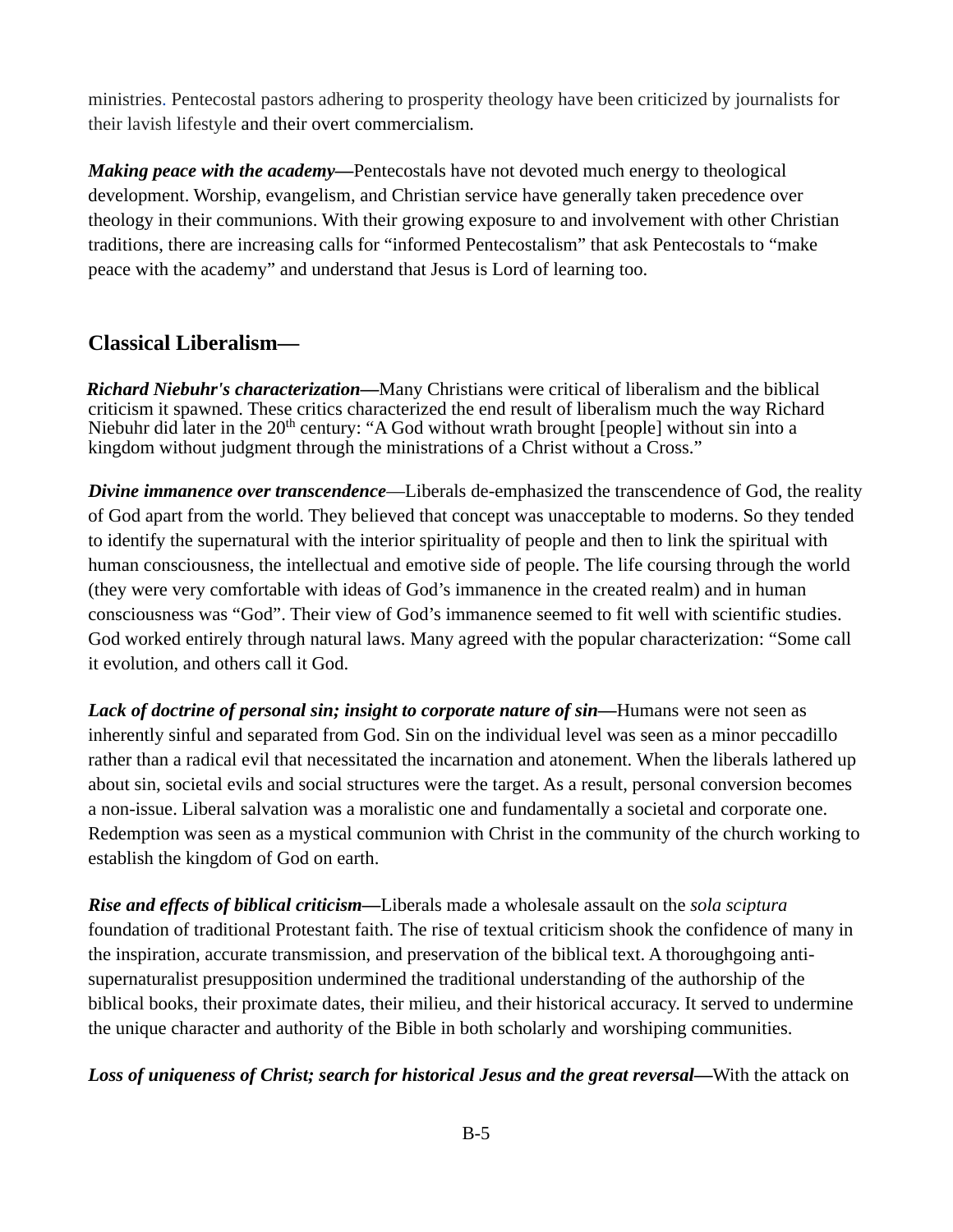ministries. Pentecostal pastors adhering to prosperity theology have been criticized by journalists for their lavish lifestyle and their overt commercialism.

***Making peace with the academy—***Pentecostals have not devoted much energy to theological development. Worship, evangelism, and Christian service have generally taken precedence over theology in their communions. With their growing exposure to and involvement with other Christian traditions, there are increasing calls for "informed Pentecostalism" that ask Pentecostals to "make peace with the academy" and understand that Jesus is Lord of learning too.

## Classical Liberalism—

***Richard Niebuhr's characterization—***Many Christians were critical of liberalism and the biblical criticism it spawned. These critics characterized the end result of liberalism much the way Richard Niebuhr did later in the 20th century: "A God without wrath brought [people] without sin into a kingdom without judgment through the ministrations of a Christ without a Cross."

***Divine immanence over transcendence***—Liberals de-emphasized the transcendence of God, the reality of God apart from the world. They believed that concept was unacceptable to moderns. So they tended to identify the supernatural with the interior spirituality of people and then to link the spiritual with human consciousness, the intellectual and emotive side of people. The life coursing through the world (they were very comfortable with ideas of God's immanence in the created realm) and in human consciousness was "God". Their view of God's immanence seemed to fit well with scientific studies. God worked entirely through natural laws. Many agreed with the popular characterization: "Some call it evolution, and others call it God.

***Lack of doctrine of personal sin; insight to corporate nature of sin—***Humans were not seen as inherently sinful and separated from God. Sin on the individual level was seen as a minor peccadillo rather than a radical evil that necessitated the incarnation and atonement. When the liberals lathered up about sin, societal evils and social structures were the target. As a result, personal conversion becomes a non-issue. Liberal salvation was a moralistic one and fundamentally a societal and corporate one. Redemption was seen as a mystical communion with Christ in the community of the church working to establish the kingdom of God on earth.

***Rise and effects of biblical criticism—***Liberals made a wholesale assault on the *sola sciptura* foundation of traditional Protestant faith. The rise of textual criticism shook the confidence of many in the inspiration, accurate transmission, and preservation of the biblical text. A thoroughgoing anti-supernaturalist presupposition undermined the traditional understanding of the authorship of the biblical books, their proximate dates, their milieu, and their historical accuracy. It served to undermine the unique character and authority of the Bible in both scholarly and worshiping communities.

***Loss of uniqueness of Christ; search for historical Jesus and the great reversal—***With the attack on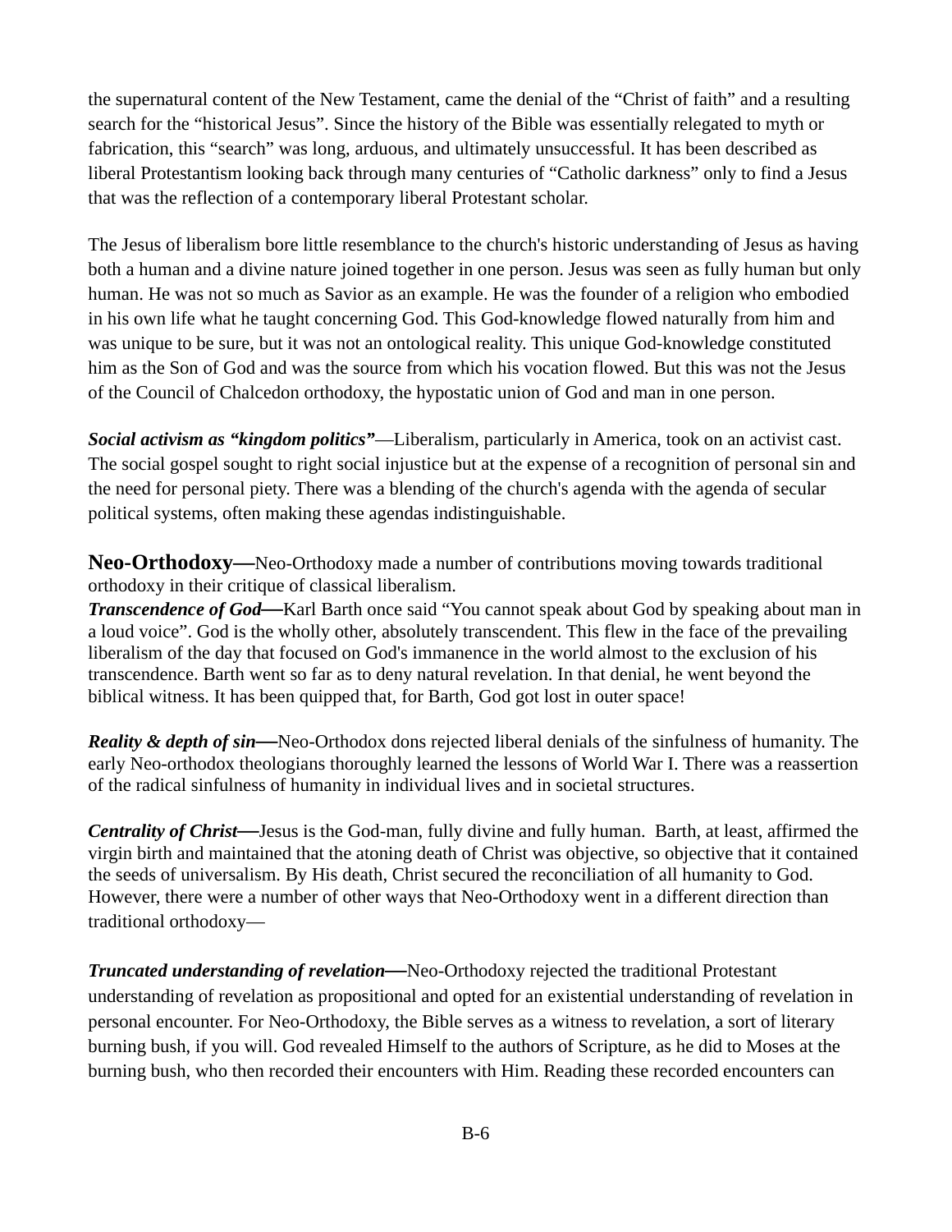the supernatural content of the New Testament, came the denial of the "Christ of faith" and a resulting search for the "historical Jesus". Since the history of the Bible was essentially relegated to myth or fabrication, this "search" was long, arduous, and ultimately unsuccessful. It has been described as liberal Protestantism looking back through many centuries of "Catholic darkness" only to find a Jesus that was the reflection of a contemporary liberal Protestant scholar.

The Jesus of liberalism bore little resemblance to the church's historic understanding of Jesus as having both a human and a divine nature joined together in one person. Jesus was seen as fully human but only human. He was not so much as Savior as an example. He was the founder of a religion who embodied in his own life what he taught concerning God. This God-knowledge flowed naturally from him and was unique to be sure, but it was not an ontological reality. This unique God-knowledge constituted him as the Son of God and was the source from which his vocation flowed. But this was not the Jesus of the Council of Chalcedon orthodoxy, the hypostatic union of God and man in one person.

***Social activism as "kingdom politics"***—Liberalism, particularly in America, took on an activist cast. The social gospel sought to right social injustice but at the expense of a recognition of personal sin and the need for personal piety. There was a blending of the church's agenda with the agenda of secular political systems, often making these agendas indistinguishable.

**Neo-Orthodoxy—**Neo-Orthodoxy made a number of contributions moving towards traditional orthodoxy in their critique of classical liberalism.

***Transcendence of God—***Karl Barth once said "You cannot speak about God by speaking about man in a loud voice". God is the wholly other, absolutely transcendent. This flew in the face of the prevailing liberalism of the day that focused on God's immanence in the world almost to the exclusion of his transcendence. Barth went so far as to deny natural revelation. In that denial, he went beyond the biblical witness. It has been quipped that, for Barth, God got lost in outer space!

***Reality & depth of sin—***Neo-Orthodox dons rejected liberal denials of the sinfulness of humanity. The early Neo-orthodox theologians thoroughly learned the lessons of World War I. There was a reassertion of the radical sinfulness of humanity in individual lives and in societal structures.

***Centrality of Christ—***Jesus is the God-man, fully divine and fully human. Barth, at least, affirmed the virgin birth and maintained that the atoning death of Christ was objective, so objective that it contained the seeds of universalism. By His death, Christ secured the reconciliation of all humanity to God. However, there were a number of other ways that Neo-Orthodoxy went in a different direction than traditional orthodoxy—

***Truncated understanding of revelation—***Neo-Orthodoxy rejected the traditional Protestant understanding of revelation as propositional and opted for an existential understanding of revelation in personal encounter. For Neo-Orthodoxy, the Bible serves as a witness to revelation, a sort of literary burning bush, if you will. God revealed Himself to the authors of Scripture, as he did to Moses at the burning bush, who then recorded their encounters with Him. Reading these recorded encounters can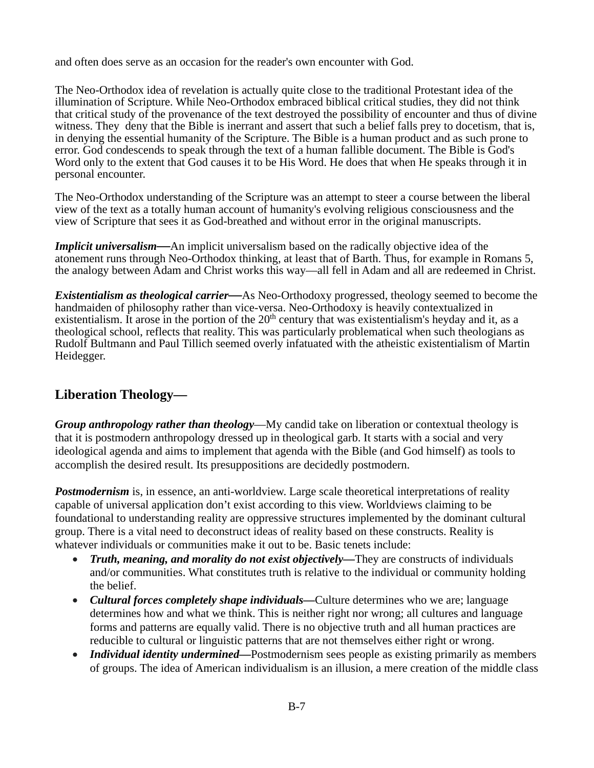and often does serve as an occasion for the reader's own encounter with God.

The Neo-Orthodox idea of revelation is actually quite close to the traditional Protestant idea of the illumination of Scripture. While Neo-Orthodox embraced biblical critical studies, they did not think that critical study of the provenance of the text destroyed the possibility of encounter and thus of divine witness. They deny that the Bible is inerrant and assert that such a belief falls prey to docetism, that is, in denying the essential humanity of the Scripture. The Bible is a human product and as such prone to error. God condescends to speak through the text of a human fallible document. The Bible is God's Word only to the extent that God causes it to be His Word. He does that when He speaks through it in personal encounter.

The Neo-Orthodox understanding of the Scripture was an attempt to steer a course between the liberal view of the text as a totally human account of humanity's evolving religious consciousness and the view of Scripture that sees it as God-breathed and without error in the original manuscripts.

***Implicit universalism***—An implicit universalism based on the radically objective idea of the atonement runs through Neo-Orthodox thinking, at least that of Barth. Thus, for example in Romans 5, the analogy between Adam and Christ works this way—all fell in Adam and all are redeemed in Christ.

***Existentialism as theological carrier***—As Neo-Orthodoxy progressed, theology seemed to become the handmaiden of philosophy rather than vice-versa. Neo-Orthodoxy is heavily contextualized in existentialism. It arose in the portion of the 20th century that was existentialism's heyday and it, as a theological school, reflects that reality. This was particularly problematical when such theologians as Rudolf Bultmann and Paul Tillich seemed overly infatuated with the atheistic existentialism of Martin Heidegger.

## Liberation Theology—

***Group anthropology rather than theology***—My candid take on liberation or contextual theology is that it is postmodern anthropology dressed up in theological garb. It starts with a social and very ideological agenda and aims to implement that agenda with the Bible (and God himself) as tools to accomplish the desired result. Its presuppositions are decidedly postmodern.

***Postmodernism*** is, in essence, an anti-worldview. Large scale theoretical interpretations of reality capable of universal application don't exist according to this view. Worldviews claiming to be foundational to understanding reality are oppressive structures implemented by the dominant cultural group. There is a vital need to deconstruct ideas of reality based on these constructs. Reality is whatever individuals or communities make it out to be. Basic tenets include:

- ***Truth, meaning, and morality do not exist objectively***—They are constructs of individuals and/or communities. What constitutes truth is relative to the individual or community holding the belief.
- ***Cultural forces completely shape individuals***—Culture determines who we are; language determines how and what we think. This is neither right nor wrong; all cultures and language forms and patterns are equally valid. There is no objective truth and all human practices are reducible to cultural or linguistic patterns that are not themselves either right or wrong.
- ***Individual identity undermined***—Postmodernism sees people as existing primarily as members of groups. The idea of American individualism is an illusion, a mere creation of the middle class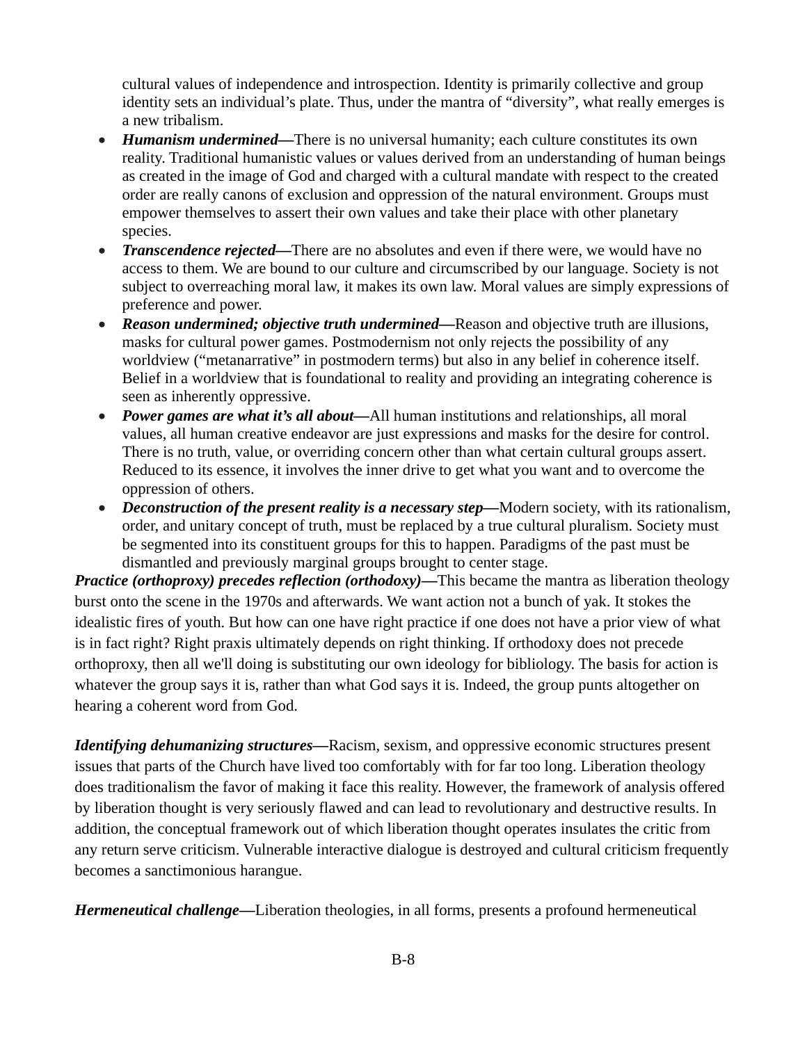cultural values of independence and introspection. Identity is primarily collective and group identity sets an individual's plate. Thus, under the mantra of "diversity", what really emerges is a new tribalism.

- ***Humanism undermined***—There is no universal humanity; each culture constitutes its own reality. Traditional humanistic values or values derived from an understanding of human beings as created in the image of God and charged with a cultural mandate with respect to the created order are really canons of exclusion and oppression of the natural environment. Groups must empower themselves to assert their own values and take their place with other planetary species.
- ***Transcendence rejected***—There are no absolutes and even if there were, we would have no access to them. We are bound to our culture and circumscribed by our language. Society is not subject to overreaching moral law, it makes its own law. Moral values are simply expressions of preference and power.
- ***Reason undermined; objective truth undermined***—Reason and objective truth are illusions, masks for cultural power games. Postmodernism not only rejects the possibility of any worldview ("metanarrative" in postmodern terms) but also in any belief in coherence itself. Belief in a worldview that is foundational to reality and providing an integrating coherence is seen as inherently oppressive.
- ***Power games are what it's all about***—All human institutions and relationships, all moral values, all human creative endeavor are just expressions and masks for the desire for control. There is no truth, value, or overriding concern other than what certain cultural groups assert. Reduced to its essence, it involves the inner drive to get what you want and to overcome the oppression of others.
- ***Deconstruction of the present reality is a necessary step***—Modern society, with its rationalism, order, and unitary concept of truth, must be replaced by a true cultural pluralism. Society must be segmented into its constituent groups for this to happen. Paradigms of the past must be dismantled and previously marginal groups brought to center stage.

***Practice (orthoproxy) precedes reflection (orthodoxy)***—This became the mantra as liberation theology burst onto the scene in the 1970s and afterwards. We want action not a bunch of yak. It stokes the idealistic fires of youth. But how can one have right practice if one does not have a prior view of what is in fact right? Right praxis ultimately depends on right thinking. If orthodoxy does not precede orthoproxy, then all we'll doing is substituting our own ideology for bibliology. The basis for action is whatever the group says it is, rather than what God says it is. Indeed, the group punts altogether on hearing a coherent word from God.

***Identifying dehumanizing structures***—Racism, sexism, and oppressive economic structures present issues that parts of the Church have lived too comfortably with for far too long. Liberation theology does traditionalism the favor of making it face this reality. However, the framework of analysis offered by liberation thought is very seriously flawed and can lead to revolutionary and destructive results. In addition, the conceptual framework out of which liberation thought operates insulates the critic from any return serve criticism. Vulnerable interactive dialogue is destroyed and cultural criticism frequently becomes a sanctimonious harangue.

***Hermeneutical challenge***—Liberation theologies, in all forms, presents a profound hermeneutical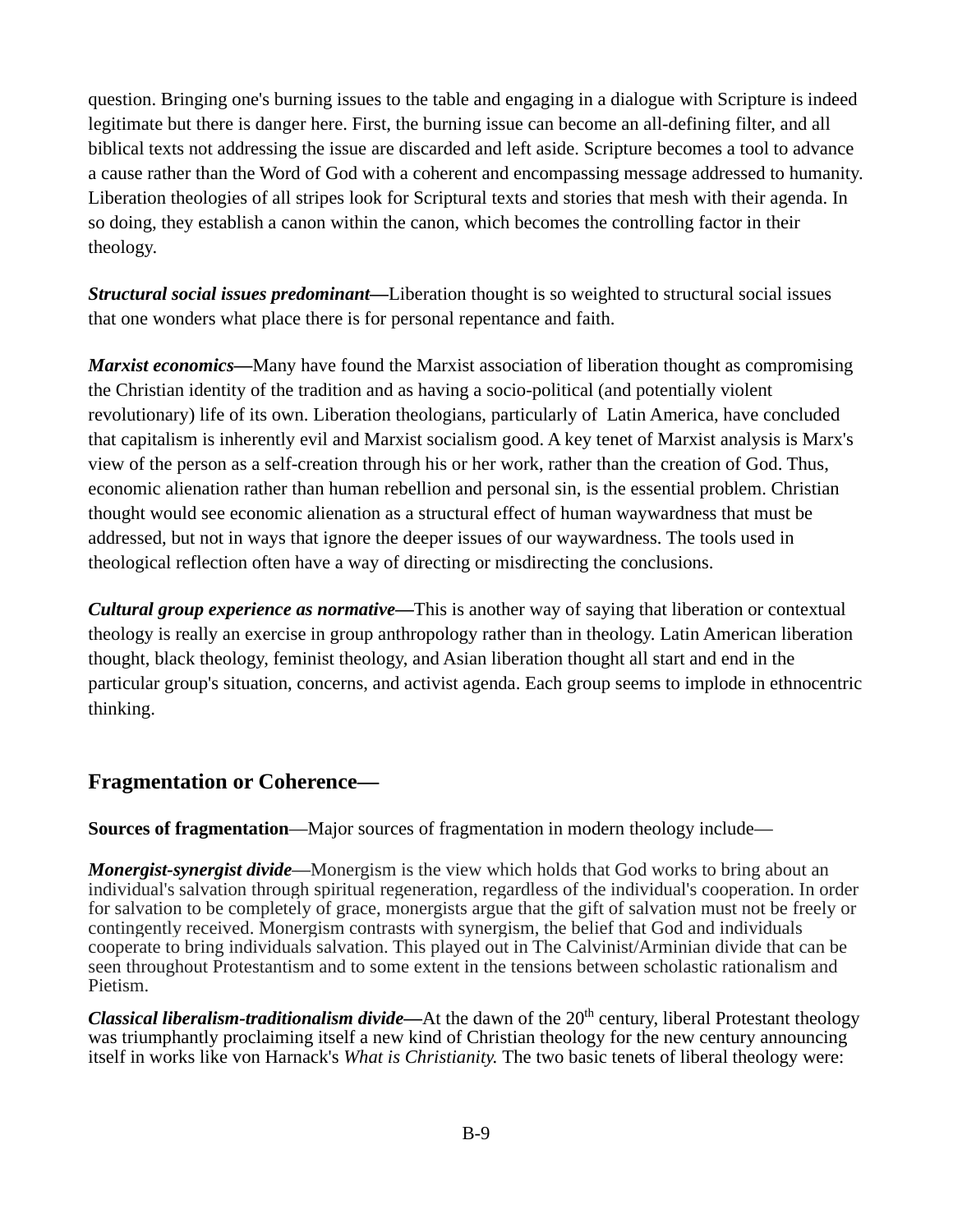question. Bringing one's burning issues to the table and engaging in a dialogue with Scripture is indeed legitimate but there is danger here. First, the burning issue can become an all-defining filter, and all biblical texts not addressing the issue are discarded and left aside. Scripture becomes a tool to advance a cause rather than the Word of God with a coherent and encompassing message addressed to humanity. Liberation theologies of all stripes look for Scriptural texts and stories that mesh with their agenda. In so doing, they establish a canon within the canon, which becomes the controlling factor in their theology.

***Structural social issues predominant*—**Liberation thought is so weighted to structural social issues that one wonders what place there is for personal repentance and faith.

***Marxist economics*—**Many have found the Marxist association of liberation thought as compromising the Christian identity of the tradition and as having a socio-political (and potentially violent revolutionary) life of its own. Liberation theologians, particularly of Latin America, have concluded that capitalism is inherently evil and Marxist socialism good. A key tenet of Marxist analysis is Marx's view of the person as a self-creation through his or her work, rather than the creation of God. Thus, economic alienation rather than human rebellion and personal sin, is the essential problem. Christian thought would see economic alienation as a structural effect of human waywardness that must be addressed, but not in ways that ignore the deeper issues of our waywardness. The tools used in theological reflection often have a way of directing or misdirecting the conclusions.

***Cultural group experience as normative*—**This is another way of saying that liberation or contextual theology is really an exercise in group anthropology rather than in theology. Latin American liberation thought, black theology, feminist theology, and Asian liberation thought all start and end in the particular group's situation, concerns, and activist agenda. Each group seems to implode in ethnocentric thinking.

## Fragmentation or Coherence—

**Sources of fragmentation**—Major sources of fragmentation in modern theology include—

***Monergist-synergist divide***—Monergism is the view which holds that God works to bring about an individual's salvation through spiritual regeneration, regardless of the individual's cooperation. In order for salvation to be completely of grace, monergists argue that the gift of salvation must not be freely or contingently received. Monergism contrasts with synergism, the belief that God and individuals cooperate to bring individuals salvation. This played out in The Calvinist/Arminian divide that can be seen throughout Protestantism and to some extent in the tensions between scholastic rationalism and Pietism.

***Classical liberalism-traditionalism divide*—**At the dawn of the 20th century, liberal Protestant theology was triumphantly proclaiming itself a new kind of Christian theology for the new century announcing itself in works like von Harnack's *What is Christianity.* The two basic tenets of liberal theology were: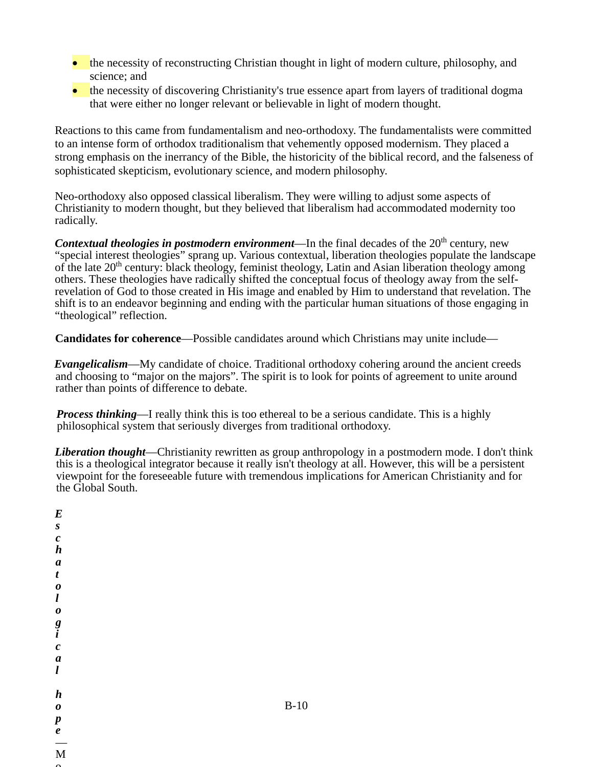- the necessity of reconstructing Christian thought in light of modern culture, philosophy, and science; and
- the necessity of discovering Christianity's true essence apart from layers of traditional dogma that were either no longer relevant or believable in light of modern thought.

Reactions to this came from fundamentalism and neo-orthodoxy. The fundamentalists were committed to an intense form of orthodox traditionalism that vehemently opposed modernism. They placed a strong emphasis on the inerrancy of the Bible, the historicity of the biblical record, and the falseness of sophisticated skepticism, evolutionary science, and modern philosophy.

Neo-orthodoxy also opposed classical liberalism. They were willing to adjust some aspects of Christianity to modern thought, but they believed that liberalism had accommodated modernity too radically.

***Contextual theologies in postmodern environment***—In the final decades of the 20th century, new "special interest theologies" sprang up. Various contextual, liberation theologies populate the landscape of the late 20th century: black theology, feminist theology, Latin and Asian liberation theology among others. These theologies have radically shifted the conceptual focus of theology away from the self-revelation of God to those created in His image and enabled by Him to understand that revelation. The shift is to an endeavor beginning and ending with the particular human situations of those engaging in "theological" reflection.

**Candidates for coherence**—Possible candidates around which Christians may unite include—

***Evangelicalism***—My candidate of choice. Traditional orthodoxy cohering around the ancient creeds and choosing to "major on the majors". The spirit is to look for points of agreement to unite around rather than points of difference to debate.

***Process thinking***—I really think this is too ethereal to be a serious candidate. This is a highly philosophical system that seriously diverges from traditional orthodoxy.

***Liberation thought***—Christianity rewritten as group anthropology in a postmodern mode. I don't think this is a theological integrator because it really isn't theology at all. However, this will be a persistent viewpoint for the foreseeable future with tremendous implications for American Christianity and for the Global South.

***Eschatological hope***—Mo